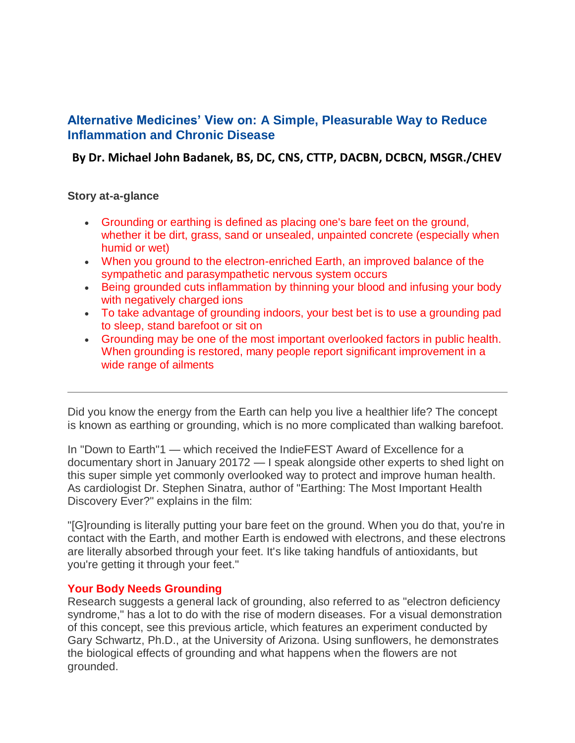# Alternative Medicines' View on: A Simple, Pleasurable Way to Reduce Inflammation and Chronic Disease

**By Dr. Michael John Badanek, BS, DC, CNS, CTTP, DACBN, DCBCN, MSGR./CHEV**

**Story at-a-glance**

- Grounding or earthing is defined as placing one's bare feet on the ground, whether it be dirt, grass, sand or unsealed, unpainted concrete (especially when humid or wet)
- When you ground to the electron-enriched Earth, an improved balance of the sympathetic and parasympathetic nervous system occurs
- Being grounded cuts inflammation by thinning your blood and infusing your body with negatively charged ions
- To take advantage of grounding indoors, your best bet is to use a grounding pad to sleep, stand barefoot or sit on
- Grounding may be one of the most important overlooked factors in public health. When grounding is restored, many people report significant improvement in a wide range of ailments

---

Did you know the energy from the Earth can help you live a healthier life? The concept is known as earthing or grounding, which is no more complicated than walking barefoot.

In "Down to Earth"[1] — which received the IndieFEST Award of Excellence for a documentary short in January 2017[2] — I speak alongside other experts to shed light on this super simple yet commonly overlooked way to protect and improve human health. As cardiologist Dr. Stephen Sinatra, author of "Earthing: The Most Important Health Discovery Ever?" explains in the film:

"[G]rounding is literally putting your bare feet on the ground. When you do that, you're in contact with the Earth, and mother Earth is endowed with electrons, and these electrons are literally absorbed through your feet. It's like taking handfuls of antioxidants, but you're getting it through your feet."

### Your Body Needs Grounding

Research suggests a general lack of grounding, also referred to as "electron deficiency syndrome," has a lot to do with the rise of modern diseases. For a visual demonstration of this concept, see this previous article, which features an experiment conducted by Gary Schwartz, Ph.D., at the University of Arizona. Using sunflowers, he demonstrates the biological effects of grounding and what happens when the flowers are not grounded.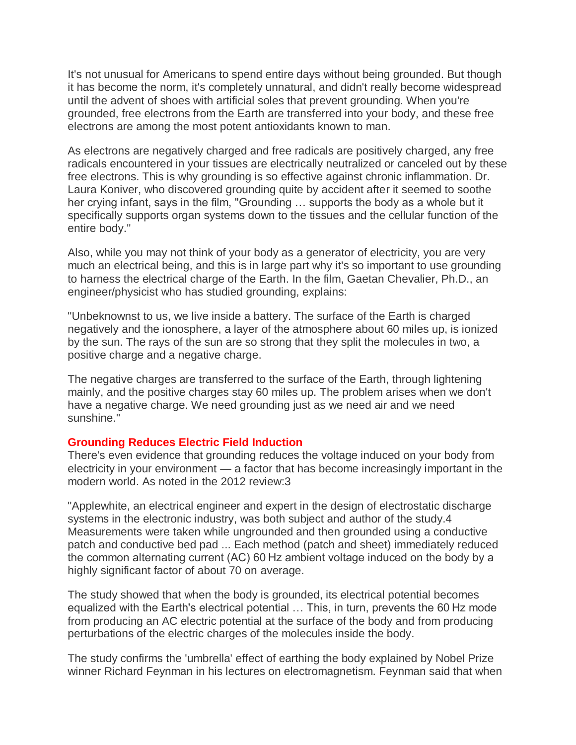It's not unusual for Americans to spend entire days without being grounded. But though it has become the norm, it's completely unnatural, and didn't really become widespread until the advent of shoes with artificial soles that prevent grounding. When you're grounded, free electrons from the Earth are transferred into your body, and these free electrons are among the most potent antioxidants known to man.

As electrons are negatively charged and free radicals are positively charged, any free radicals encountered in your tissues are electrically neutralized or canceled out by these free electrons. This is why grounding is so effective against chronic inflammation. Dr. Laura Koniver, who discovered grounding quite by accident after it seemed to soothe her crying infant, says in the film, "Grounding … supports the body as a whole but it specifically supports organ systems down to the tissues and the cellular function of the entire body."

Also, while you may not think of your body as a generator of electricity, you are very much an electrical being, and this is in large part why it's so important to use grounding to harness the electrical charge of the Earth. In the film, Gaetan Chevalier, Ph.D., an engineer/physicist who has studied grounding, explains:

"Unbeknownst to us, we live inside a battery. The surface of the Earth is charged negatively and the ionosphere, a layer of the atmosphere about 60 miles up, is ionized by the sun. The rays of the sun are so strong that they split the molecules in two, a positive charge and a negative charge.

The negative charges are transferred to the surface of the Earth, through lightening mainly, and the positive charges stay 60 miles up. The problem arises when we don't have a negative charge. We need grounding just as we need air and we need sunshine."

**Grounding Reduces Electric Field Induction**

There's even evidence that grounding reduces the voltage induced on your body from electricity in your environment — a factor that has become increasingly important in the modern world. As noted in the 2012 review:[3]

"Applewhite, an electrical engineer and expert in the design of electrostatic discharge systems in the electronic industry, was both subject and author of the study.[4] Measurements were taken while ungrounded and then grounded using a conductive patch and conductive bed pad ... Each method (patch and sheet) immediately reduced the common alternating current (AC) 60 Hz ambient voltage induced on the body by a highly significant factor of about 70 on average.

The study showed that when the body is grounded, its electrical potential becomes equalized with the Earth's electrical potential … This, in turn, prevents the 60 Hz mode from producing an AC electric potential at the surface of the body and from producing perturbations of the electric charges of the molecules inside the body.

The study confirms the 'umbrella' effect of earthing the body explained by Nobel Prize winner Richard Feynman in his lectures on electromagnetism. Feynman said that when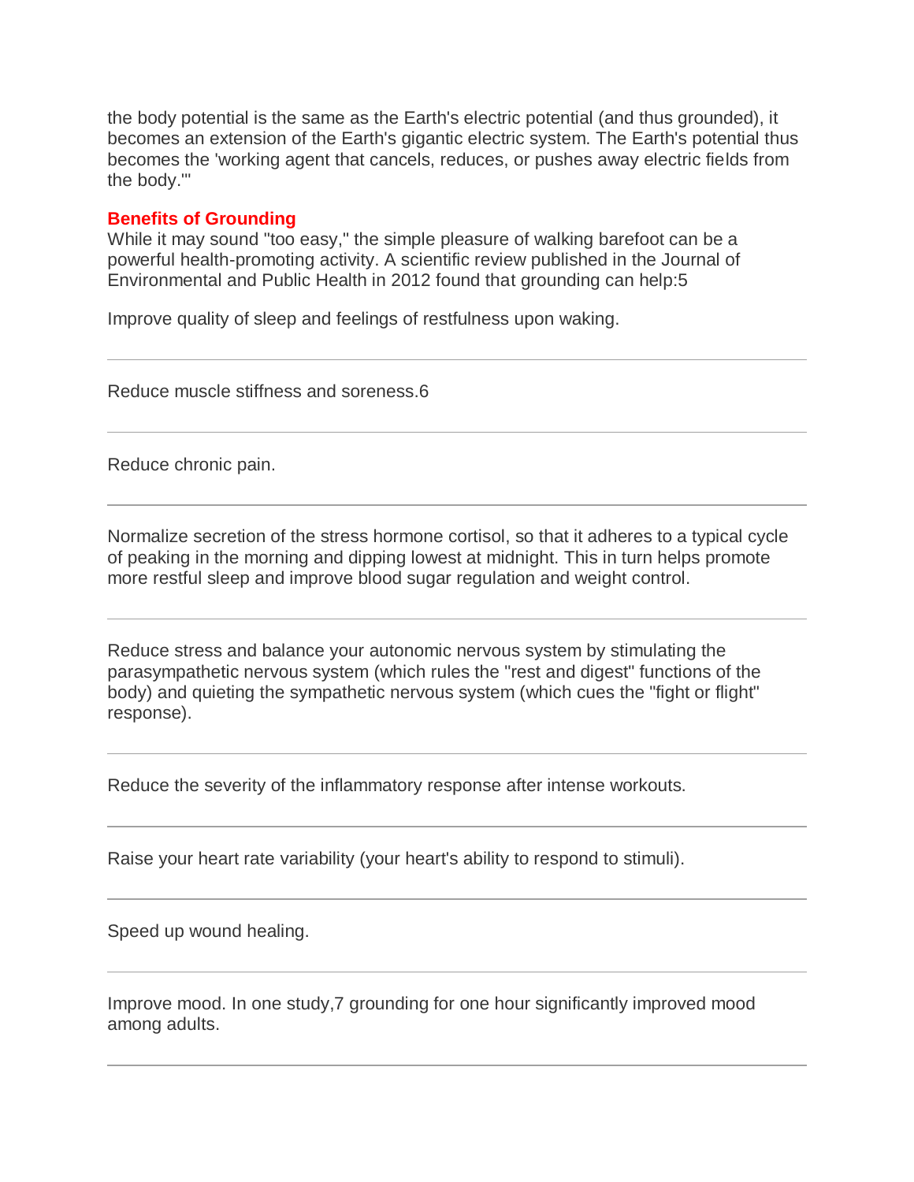the body potential is the same as the Earth's electric potential (and thus grounded), it becomes an extension of the Earth's gigantic electric system. The Earth's potential thus becomes the 'working agent that cancels, reduces, or pushes away electric fields from the body.'"

## Benefits of Grounding

While it may sound "too easy," the simple pleasure of walking barefoot can be a powerful health-promoting activity. A scientific review published in the Journal of Environmental and Public Health in 2012 found that grounding can help:[5]

Improve quality of sleep and feelings of restfulness upon waking.

---

Reduce muscle stiffness and soreness.[6]

---

Reduce chronic pain.

---

Normalize secretion of the stress hormone cortisol, so that it adheres to a typical cycle of peaking in the morning and dipping lowest at midnight. This in turn helps promote more restful sleep and improve blood sugar regulation and weight control.

---

Reduce stress and balance your autonomic nervous system by stimulating the parasympathetic nervous system (which rules the "rest and digest" functions of the body) and quieting the sympathetic nervous system (which cues the "fight or flight" response).

---

Reduce the severity of the inflammatory response after intense workouts.

---

Raise your heart rate variability (your heart's ability to respond to stimuli).

---

Speed up wound healing.

---

Improve mood. In one study,[7] grounding for one hour significantly improved mood among adults.

---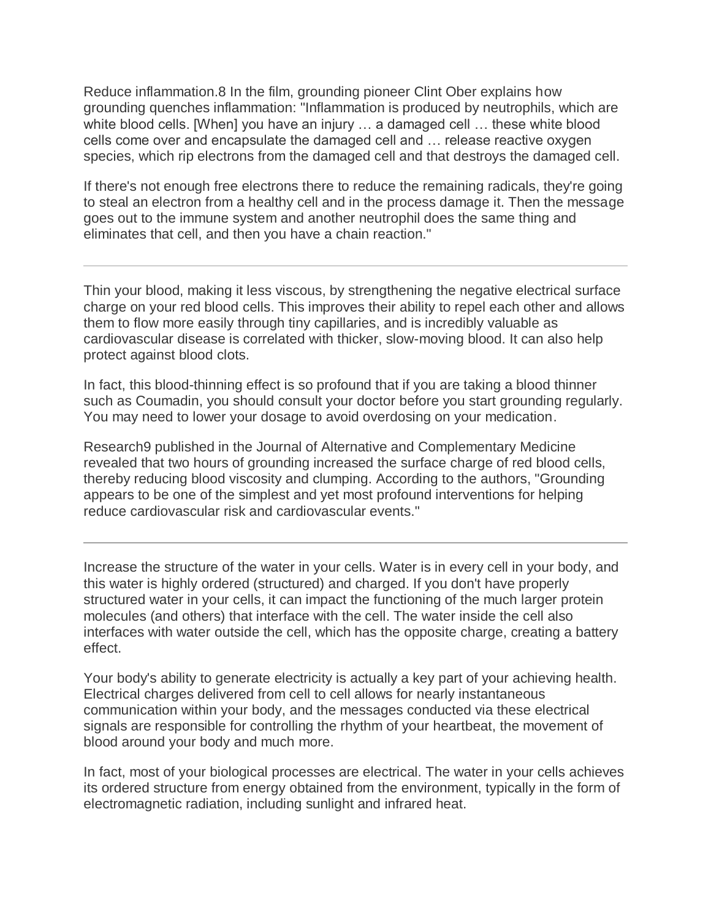Reduce inflammation.[8] In the film, grounding pioneer Clint Ober explains how grounding quenches inflammation: "Inflammation is produced by neutrophils, which are white blood cells. [When] you have an injury … a damaged cell … these white blood cells come over and encapsulate the damaged cell and … release reactive oxygen species, which rip electrons from the damaged cell and that destroys the damaged cell.

If there's not enough free electrons there to reduce the remaining radicals, they're going to steal an electron from a healthy cell and in the process damage it. Then the message goes out to the immune system and another neutrophil does the same thing and eliminates that cell, and then you have a chain reaction."

---

Thin your blood, making it less viscous, by strengthening the negative electrical surface charge on your red blood cells. This improves their ability to repel each other and allows them to flow more easily through tiny capillaries, and is incredibly valuable as cardiovascular disease is correlated with thicker, slow-moving blood. It can also help protect against blood clots.

In fact, this blood-thinning effect is so profound that if you are taking a blood thinner such as Coumadin, you should consult your doctor before you start grounding regularly. You may need to lower your dosage to avoid overdosing on your medication.

Research[9] published in the Journal of Alternative and Complementary Medicine revealed that two hours of grounding increased the surface charge of red blood cells, thereby reducing blood viscosity and clumping. According to the authors, "Grounding appears to be one of the simplest and yet most profound interventions for helping reduce cardiovascular risk and cardiovascular events."

---

Increase the structure of the water in your cells. Water is in every cell in your body, and this water is highly ordered (structured) and charged. If you don't have properly structured water in your cells, it can impact the functioning of the much larger protein molecules (and others) that interface with the cell. The water inside the cell also interfaces with water outside the cell, which has the opposite charge, creating a battery effect.

Your body's ability to generate electricity is actually a key part of your achieving health. Electrical charges delivered from cell to cell allows for nearly instantaneous communication within your body, and the messages conducted via these electrical signals are responsible for controlling the rhythm of your heartbeat, the movement of blood around your body and much more.

In fact, most of your biological processes are electrical. The water in your cells achieves its ordered structure from energy obtained from the environment, typically in the form of electromagnetic radiation, including sunlight and infrared heat.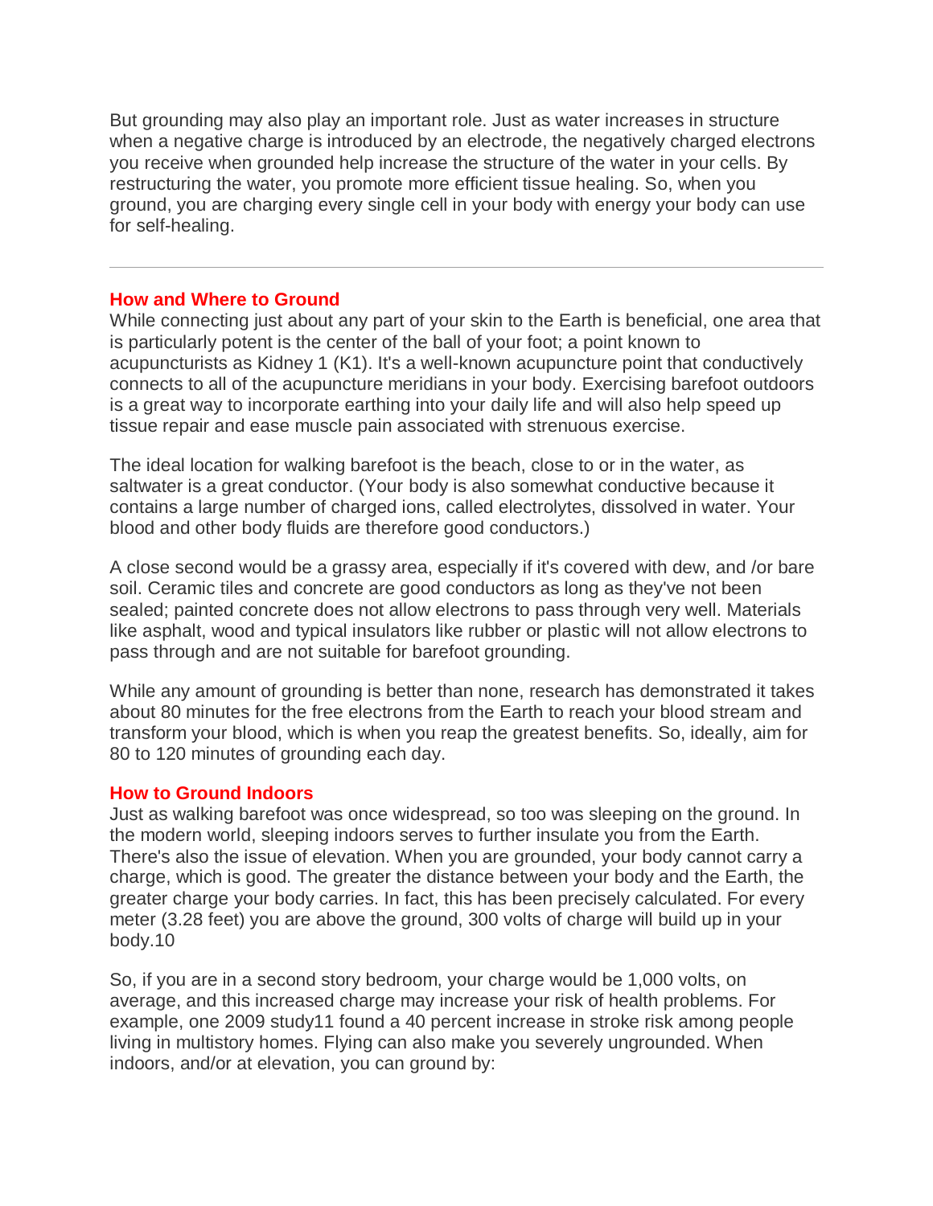But grounding may also play an important role. Just as water increases in structure when a negative charge is introduced by an electrode, the negatively charged electrons you receive when grounded help increase the structure of the water in your cells. By restructuring the water, you promote more efficient tissue healing. So, when you ground, you are charging every single cell in your body with energy your body can use for self-healing.

---

## How and Where to Ground

While connecting just about any part of your skin to the Earth is beneficial, one area that is particularly potent is the center of the ball of your foot; a point known to acupuncturists as Kidney 1 (K1). It's a well-known acupuncture point that conductively connects to all of the acupuncture meridians in your body. Exercising barefoot outdoors is a great way to incorporate earthing into your daily life and will also help speed up tissue repair and ease muscle pain associated with strenuous exercise.

The ideal location for walking barefoot is the beach, close to or in the water, as saltwater is a great conductor. (Your body is also somewhat conductive because it contains a large number of charged ions, called electrolytes, dissolved in water. Your blood and other body fluids are therefore good conductors.)

A close second would be a grassy area, especially if it's covered with dew, and /or bare soil. Ceramic tiles and concrete are good conductors as long as they've not been sealed; painted concrete does not allow electrons to pass through very well. Materials like asphalt, wood and typical insulators like rubber or plastic will not allow electrons to pass through and are not suitable for barefoot grounding.

While any amount of grounding is better than none, research has demonstrated it takes about 80 minutes for the free electrons from the Earth to reach your blood stream and transform your blood, which is when you reap the greatest benefits. So, ideally, aim for 80 to 120 minutes of grounding each day.

## How to Ground Indoors

Just as walking barefoot was once widespread, so too was sleeping on the ground. In the modern world, sleeping indoors serves to further insulate you from the Earth. There's also the issue of elevation. When you are grounded, your body cannot carry a charge, which is good. The greater the distance between your body and the Earth, the greater charge your body carries. In fact, this has been precisely calculated. For every meter (3.28 feet) you are above the ground, 300 volts of charge will build up in your body.[10]

So, if you are in a second story bedroom, your charge would be 1,000 volts, on average, and this increased charge may increase your risk of health problems. For example, one 2009 study[11] found a 40 percent increase in stroke risk among people living in multistory homes. Flying can also make you severely ungrounded. When indoors, and/or at elevation, you can ground by: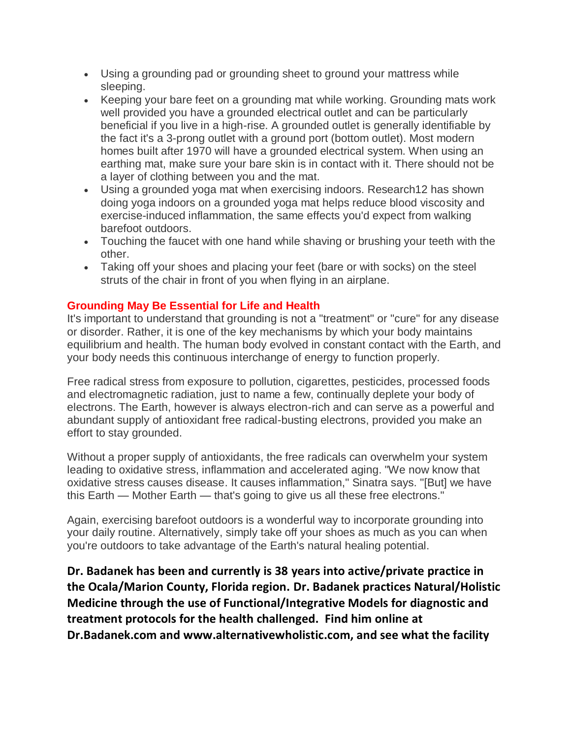- Using a grounding pad or grounding sheet to ground your mattress while sleeping.
- Keeping your bare feet on a grounding mat while working. Grounding mats work well provided you have a grounded electrical outlet and can be particularly beneficial if you live in a high-rise. A grounded outlet is generally identifiable by the fact it's a 3-prong outlet with a ground port (bottom outlet). Most modern homes built after 1970 will have a grounded electrical system. When using an earthing mat, make sure your bare skin is in contact with it. There should not be a layer of clothing between you and the mat.
- Using a grounded yoga mat when exercising indoors. Research12 has shown doing yoga indoors on a grounded yoga mat helps reduce blood viscosity and exercise-induced inflammation, the same effects you'd expect from walking barefoot outdoors.
- Touching the faucet with one hand while shaving or brushing your teeth with the other.
- Taking off your shoes and placing your feet (bare or with socks) on the steel struts of the chair in front of you when flying in an airplane.

### Grounding May Be Essential for Life and Health

It's important to understand that grounding is not a "treatment" or "cure" for any disease or disorder. Rather, it is one of the key mechanisms by which your body maintains equilibrium and health. The human body evolved in constant contact with the Earth, and your body needs this continuous interchange of energy to function properly.

Free radical stress from exposure to pollution, cigarettes, pesticides, processed foods and electromagnetic radiation, just to name a few, continually deplete your body of electrons. The Earth, however is always electron-rich and can serve as a powerful and abundant supply of antioxidant free radical-busting electrons, provided you make an effort to stay grounded.

Without a proper supply of antioxidants, the free radicals can overwhelm your system leading to oxidative stress, inflammation and accelerated aging. "We now know that oxidative stress causes disease. It causes inflammation," Sinatra says. "[But] we have this Earth — Mother Earth — that's going to give us all these free electrons."

Again, exercising barefoot outdoors is a wonderful way to incorporate grounding into your daily routine. Alternatively, simply take off your shoes as much as you can when you're outdoors to take advantage of the Earth's natural healing potential.

**Dr. Badanek has been and currently is 38 years into active/private practice in the Ocala/Marion County, Florida region. Dr. Badanek practices Natural/Holistic Medicine through the use of Functional/Integrative Models for diagnostic and treatment protocols for the health challenged. Find him online at Dr.Badanek.com and www.alternativewholistic.com, and see what the facility**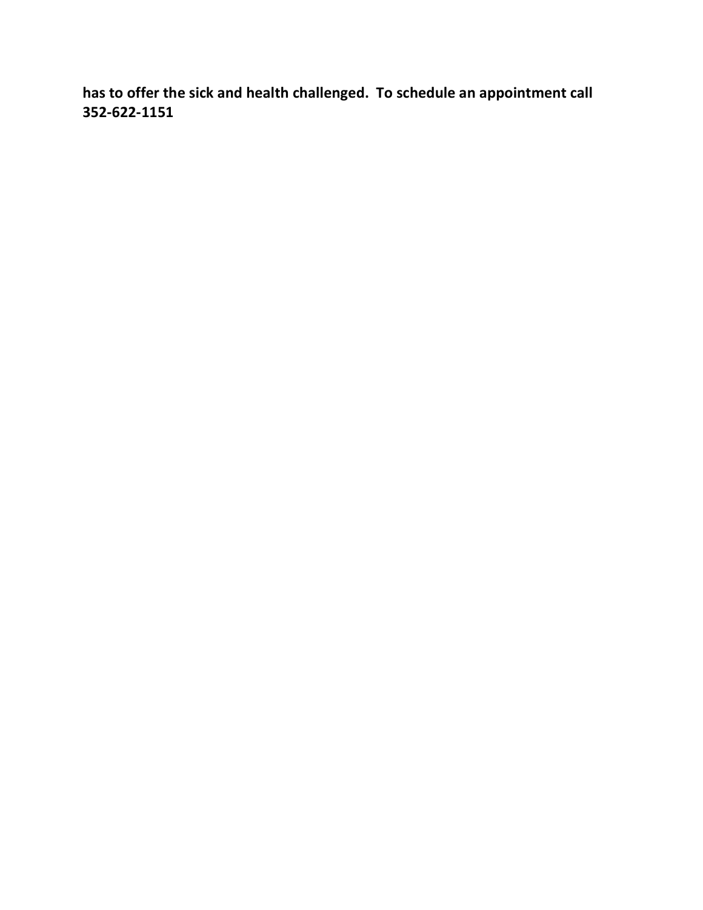**has to offer the sick and health challenged. To schedule an appointment call 352-622-1151**